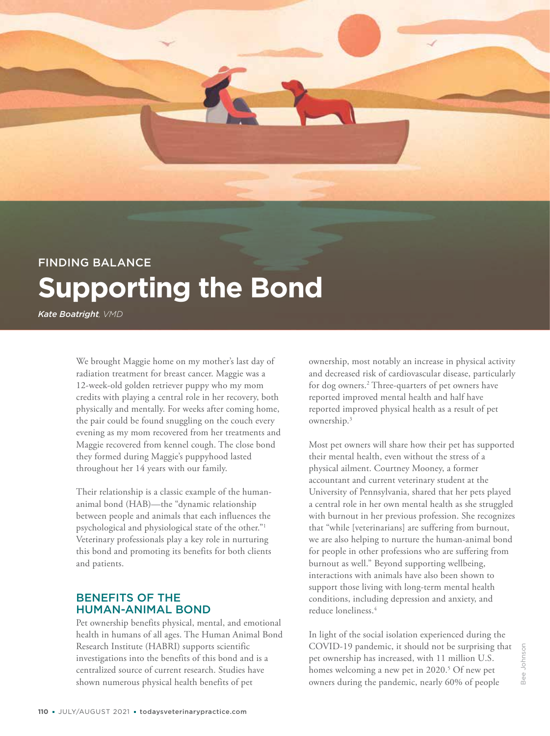FINDING BALANCE

# Supporting the Bond

*Kate Boatright, VMD*

We brought Maggie home on my mother's last day of radiation treatment for breast cancer. Maggie was a 12-week-old golden retriever puppy who my mom credits with playing a central role in her recovery, both physically and mentally. For weeks after coming home, the pair could be found snuggling on the couch every evening as my mom recovered from her treatments and Maggie recovered from kennel cough. The close bond they formed during Maggie's puppyhood lasted throughout her 14 years with our family.

Their relationship is a classic example of the human-animal bond (HAB)—the "dynamic relationship between people and animals that each influences the psychological and physiological state of the other."[1] Veterinary professionals play a key role in nurturing this bond and promoting its benefits for both clients and patients.

## BENEFITS OF THE HUMAN-ANIMAL BOND

Pet ownership benefits physical, mental, and emotional health in humans of all ages. The Human Animal Bond Research Institute (HABRI) supports scientific investigations into the benefits of this bond and is a centralized source of current research. Studies have shown numerous physical health benefits of pet ownership, most notably an increase in physical activity and decreased risk of cardiovascular disease, particularly for dog owners.[2] Three-quarters of pet owners have reported improved mental health and half have reported improved physical health as a result of pet ownership.[3]

Most pet owners will share how their pet has supported their mental health, even without the stress of a physical ailment. Courtney Mooney, a former accountant and current veterinary student at the University of Pennsylvania, shared that her pets played a central role in her own mental health as she struggled with burnout in her previous profession. She recognizes that "while [veterinarians] are suffering from burnout, we are also helping to nurture the human-animal bond for people in other professions who are suffering from burnout as well." Beyond supporting wellbeing, interactions with animals have also been shown to support those living with long-term mental health conditions, including depression and anxiety, and reduce loneliness.[4]

In light of the social isolation experienced during the COVID-19 pandemic, it should not be surprising that pet ownership has increased, with 11 million U.S. homes welcoming a new pet in 2020.[5] Of new pet owners during the pandemic, nearly 60% of people

Bee Johnson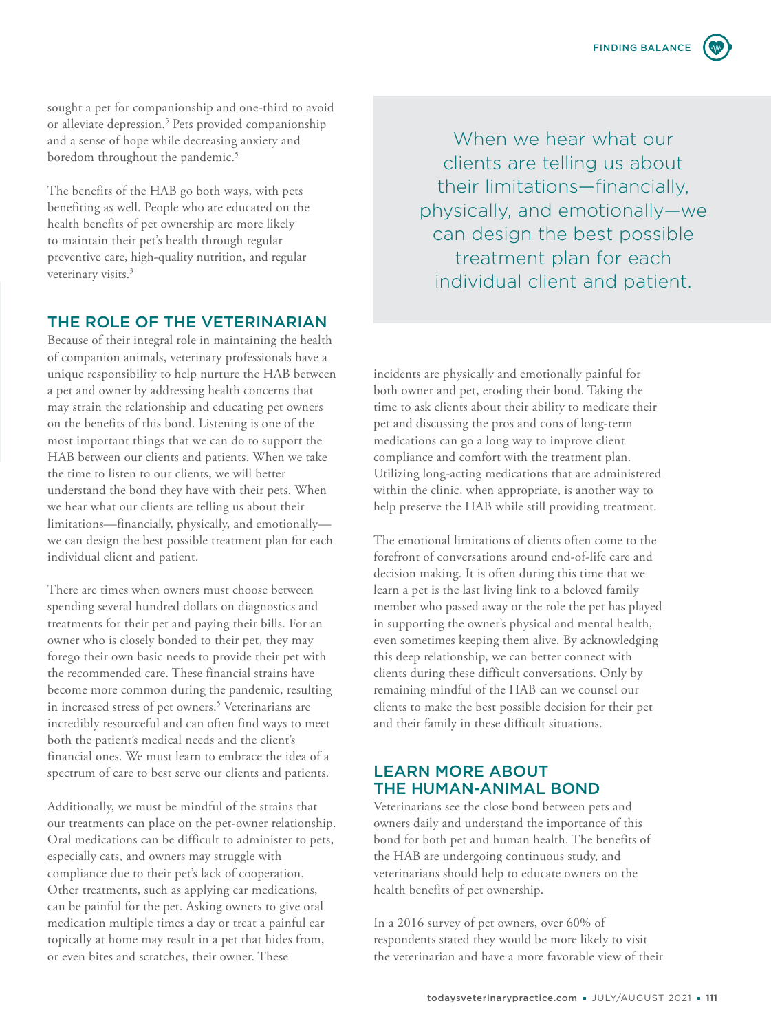sought a pet for companionship and one-third to avoid or alleviate depression.[5] Pets provided companionship and a sense of hope while decreasing anxiety and boredom throughout the pandemic.[5]

The benefits of the HAB go both ways, with pets benefiting as well. People who are educated on the health benefits of pet ownership are more likely to maintain their pet's health through regular preventive care, high-quality nutrition, and regular veterinary visits.[3]

## THE ROLE OF THE VETERINARIAN

Because of their integral role in maintaining the health of companion animals, veterinary professionals have a unique responsibility to help nurture the HAB between a pet and owner by addressing health concerns that may strain the relationship and educating pet owners on the benefits of this bond. Listening is one of the most important things that we can do to support the HAB between our clients and patients. When we take the time to listen to our clients, we will better understand the bond they have with their pets. When we hear what our clients are telling us about their limitations—financially, physically, and emotionally—we can design the best possible treatment plan for each individual client and patient.

There are times when owners must choose between spending several hundred dollars on diagnostics and treatments for their pet and paying their bills. For an owner who is closely bonded to their pet, they may forego their own basic needs to provide their pet with the recommended care. These financial strains have become more common during the pandemic, resulting in increased stress of pet owners.[5] Veterinarians are incredibly resourceful and can often find ways to meet both the patient's medical needs and the client's financial ones. We must learn to embrace the idea of a spectrum of care to best serve our clients and patients.

Additionally, we must be mindful of the strains that our treatments can place on the pet-owner relationship. Oral medications can be difficult to administer to pets, especially cats, and owners may struggle with compliance due to their pet's lack of cooperation. Other treatments, such as applying ear medications, can be painful for the pet. Asking owners to give oral medication multiple times a day or treat a painful ear topically at home may result in a pet that hides from, or even bites and scratches, their owner. These incidents are physically and emotionally painful for both owner and pet, eroding their bond. Taking the time to ask clients about their ability to medicate their pet and discussing the pros and cons of long-term medications can go a long way to improve client compliance and comfort with the treatment plan. Utilizing long-acting medications that are administered within the clinic, when appropriate, is another way to help preserve the HAB while still providing treatment.

> When we hear what our clients are telling us about their limitations—financially, physically, and emotionally—we can design the best possible treatment plan for each individual client and patient.

The emotional limitations of clients often come to the forefront of conversations around end-of-life care and decision making. It is often during this time that we learn a pet is the last living link to a beloved family member who passed away or the role the pet has played in supporting the owner's physical and mental health, even sometimes keeping them alive. By acknowledging this deep relationship, we can better connect with clients during these difficult conversations. Only by remaining mindful of the HAB can we counsel our clients to make the best possible decision for their pet and their family in these difficult situations.

## LEARN MORE ABOUT THE HUMAN-ANIMAL BOND

Veterinarians see the close bond between pets and owners daily and understand the importance of this bond for both pet and human health. The benefits of the HAB are undergoing continuous study, and veterinarians should help to educate owners on the health benefits of pet ownership.

In a 2016 survey of pet owners, over 60% of respondents stated they would be more likely to visit the veterinarian and have a more favorable view of their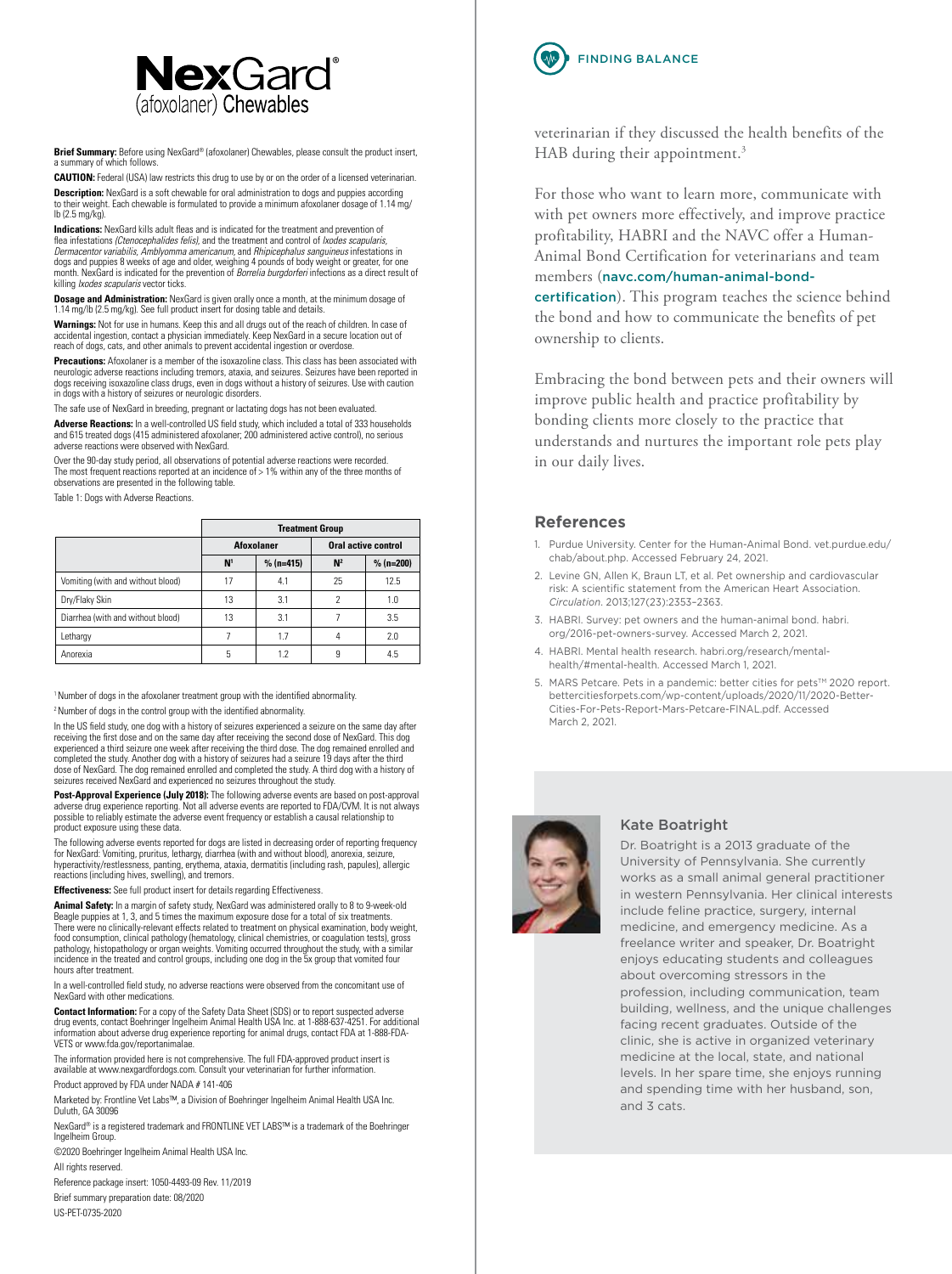# NexGard® (afoxolaner) Chewables

**Brief Summary:** Before using NexGard® (afoxolaner) Chewables, please consult the product insert, a summary of which follows.

**CAUTION:** Federal (USA) law restricts this drug to use by or on the order of a licensed veterinarian.

**Description:** NexGard is a soft chewable for oral administration to dogs and puppies according to their weight. Each chewable is formulated to provide a minimum afoxolaner dosage of 1.14 mg/lb (2.5 mg/kg).

**Indications:** NexGard kills adult fleas and is indicated for the treatment and prevention of flea infestations *(Ctenocephalides felis)*, and the treatment and control of *Ixodes scapularis, Dermacentor variabilis, Amblyomma americanum,* and *Rhipicephalus sanguineus* infestations in dogs and puppies 8 weeks of age and older, weighing 4 pounds of body weight or greater, for one month. NexGard is indicated for the prevention of *Borrelia burgdorferi* infections as a direct result of killing *Ixodes scapularis* vector ticks.

**Dosage and Administration:** NexGard is given orally once a month, at the minimum dosage of 1.14 mg/lb (2.5 mg/kg). See full product insert for dosing table and details.

**Warnings:** Not for use in humans. Keep this and all drugs out of the reach of children. In case of accidental ingestion, contact a physician immediately. Keep NexGard in a secure location out of reach of dogs, cats, and other animals to prevent accidental ingestion or overdose.

**Precautions:** Afoxolaner is a member of the isoxazoline class. This class has been associated with neurologic adverse reactions including tremors, ataxia, and seizures. Seizures have been reported in dogs receiving isoxazoline class drugs, even in dogs without a history of seizures. Use with caution in dogs with a history of seizures or neurologic disorders.

The safe use of NexGard in breeding, pregnant or lactating dogs has not been evaluated.

**Adverse Reactions:** In a well-controlled US field study, which included a total of 333 households and 615 treated dogs (415 administered afoxolaner; 200 administered active control), no serious adverse reactions were observed with NexGard.

Over the 90-day study period, all observations of potential adverse reactions were recorded. The most frequent reactions reported at an incidence of > 1% within any of the three months of observations are presented in the following table.

Table 1: Dogs with Adverse Reactions.

| | Treatment Group | | | |
|---|---|---|---|---|
| | Afoxolaner | | Oral active control | |
| | N[1] | % (n=415) | N[2] | % (n=200) |
| Vomiting (with and without blood) | 17 | 4.1 | 25 | 12.5 |
| Dry/Flaky Skin | 13 | 3.1 | 2 | 1.0 |
| Diarrhea (with and without blood) | 13 | 3.1 | 7 | 3.5 |
| Lethargy | 7 | 1.7 | 4 | 2.0 |
| Anorexia | 5 | 1.2 | 9 | 4.5 |

[1] Number of dogs in the afoxolaner treatment group with the identified abnormality.

[2] Number of dogs in the control group with the identified abnormality.

In the US field study, one dog with a history of seizures experienced a seizure on the same day after receiving the first dose and on the same day after receiving the second dose of NexGard. This dog experienced a third seizure one week after receiving the third dose. The dog remained enrolled and completed the study. Another dog with a history of seizures had a seizure 19 days after the third dose of NexGard. The dog remained enrolled and completed the study. A third dog with a history of seizures received NexGard and experienced no seizures throughout the study.

**Post-Approval Experience (July 2018):** The following adverse events are based on post-approval adverse drug experience reporting. Not all adverse events are reported to FDA/CVM. It is not always possible to reliably estimate the adverse event frequency or establish a causal relationship to product exposure using these data.

The following adverse events reported for dogs are listed in decreasing order of reporting frequency for NexGard: Vomiting, pruritus, lethargy, diarrhea (with and without blood), anorexia, seizure, hyperactivity/restlessness, panting, erythema, ataxia, dermatitis (including rash, papules), allergic reactions (including hives, swelling), and tremors.

**Effectiveness:** See full product insert for details regarding Effectiveness.

**Animal Safety:** In a margin of safety study, NexGard was administered orally to 8 to 9-week-old Beagle puppies at 1, 3, and 5 times the maximum exposure dose for a total of six treatments. There were no clinically-relevant effects related to treatment on physical examination, body weight, food consumption, clinical pathology (hematology, clinical chemistries, or coagulation tests), gross pathology, histopathology or organ weights. Vomiting occurred throughout the study, with a similar incidence in the treated and control groups, including one dog in the 5x group that vomited four hours after treatment.

In a well-controlled field study, no adverse reactions were observed from the concomitant use of NexGard with other medications.

**Contact Information:** For a copy of the Safety Data Sheet (SDS) or to report suspected adverse drug events, contact Boehringer Ingelheim Animal Health USA Inc. at 1-888-637-4251. For additional information about adverse drug experience reporting for animal drugs, contact FDA at 1-888-FDA-VETS or www.fda.gov/reportanimalae.

The information provided here is not comprehensive. The full FDA-approved product insert is available at www.nexgardfordogs.com. Consult your veterinarian for further information.

Product approved by FDA under NADA # 141-406

Marketed by: Frontline Vet Labs™, a Division of Boehringer Ingelheim Animal Health USA Inc. Duluth, GA 30096

NexGard® is a registered trademark and FRONTLINE VET LABS™ is a trademark of the Boehringer Ingelheim Group.

©2020 Boehringer Ingelheim Animal Health USA Inc.

All rights reserved.

Reference package insert: 1050-4493-09 Rev. 11/2019

Brief summary preparation date: 08/2020

US-PET-0735-2020

veterinarian if they discussed the health benefits of the HAB during their appointment.[3]

For those who want to learn more, communicate with with pet owners more effectively, and improve practice profitability, HABRI and the NAVC offer a Human-Animal Bond Certification for veterinarians and team members (navc.com/human-animal-bond-certification). This program teaches the science behind the bond and how to communicate the benefits of pet ownership to clients.

Embracing the bond between pets and their owners will improve public health and practice profitability by bonding clients more closely to the practice that understands and nurtures the important role pets play in our daily lives.

## References

1. Purdue University. Center for the Human-Animal Bond. vet.purdue.edu/chab/about.php. Accessed February 24, 2021.
2. Levine GN, Allen K, Braun LT, et al. Pet ownership and cardiovascular risk: A scientific statement from the American Heart Association. *Circulation*. 2013;127(23):2353–2363.
3. HABRI. Survey: pet owners and the human-animal bond. habri.org/2016-pet-owners-survey. Accessed March 2, 2021.
4. HABRI. Mental health research. habri.org/research/mental-health/#mental-health. Accessed March 1, 2021.
5. MARS Petcare. Pets in a pandemic: better cities for pets™ 2020 report. bettercitiesforpets.com/wp-content/uploads/2020/11/2020-Better-Cities-For-Pets-Report-Mars-Petcare-FINAL.pdf. Accessed March 2, 2021.

### Kate Boatright

Dr. Boatright is a 2013 graduate of the University of Pennsylvania. She currently works as a small animal general practitioner in western Pennsylvania. Her clinical interests include feline practice, surgery, internal medicine, and emergency medicine. As a freelance writer and speaker, Dr. Boatright enjoys educating students and colleagues about overcoming stressors in the profession, including communication, team building, wellness, and the unique challenges facing recent graduates. Outside of the clinic, she is active in organized veterinary medicine at the local, state, and national levels. In her spare time, she enjoys running and spending time with her husband, son, and 3 cats.